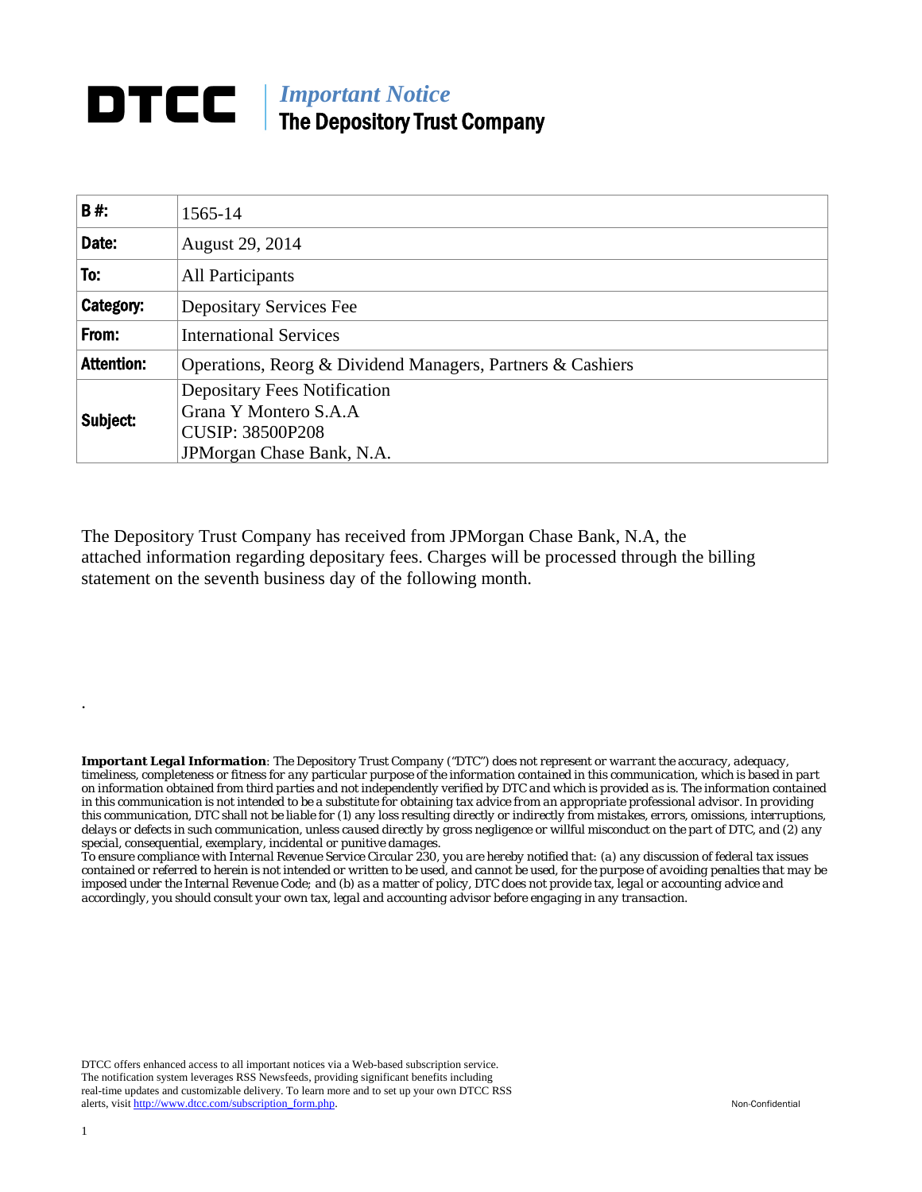# DTCC | *Important Notice* The Depository Trust Company

| B #: | 1565-14 |
|---|---|
| Date: | August 29, 2014 |
| To: | All Participants |
| Category: | Depositary Services Fee |
| From: | International Services |
| Attention: | Operations, Reorg & Dividend Managers, Partners & Cashiers |
| Subject: | Depositary Fees Notification<br>Grana Y Montero S.A.A<br>CUSIP: 38500P208<br>JPMorgan Chase Bank, N.A. |

The Depository Trust Company has received from JPMorgan Chase Bank, N.A, the attached information regarding depositary fees. Charges will be processed through the billing statement on the seventh business day of the following month.

.

***Important Legal Information**: The Depository Trust Company ("DTC") does not represent or warrant the accuracy, adequacy, timeliness, completeness or fitness for any particular purpose of the information contained in this communication, which is based in part on information obtained from third parties and not independently verified by DTC and which is provided as is. The information contained in this communication is not intended to be a substitute for obtaining tax advice from an appropriate professional advisor. In providing this communication, DTC shall not be liable for (1) any loss resulting directly or indirectly from mistakes, errors, omissions, interruptions, delays or defects in such communication, unless caused directly by gross negligence or willful misconduct on the part of DTC, and (2) any special, consequential, exemplary, incidental or punitive damages.*
*To ensure compliance with Internal Revenue Service Circular 230, you are hereby notified that: (a) any discussion of federal tax issues contained or referred to herein is not intended or written to be used, and cannot be used, for the purpose of avoiding penalties that may be imposed under the Internal Revenue Code; and (b) as a matter of policy, DTC does not provide tax, legal or accounting advice and accordingly, you should consult your own tax, legal and accounting advisor before engaging in any transaction.*

DTCC offers enhanced access to all important notices via a Web-based subscription service. The notification system leverages RSS Newsfeeds, providing significant benefits including real-time updates and customizable delivery. To learn more and to set up your own DTCC RSS alerts, visit http://www.dtcc.com/subscription_form.php.

Non-Confidential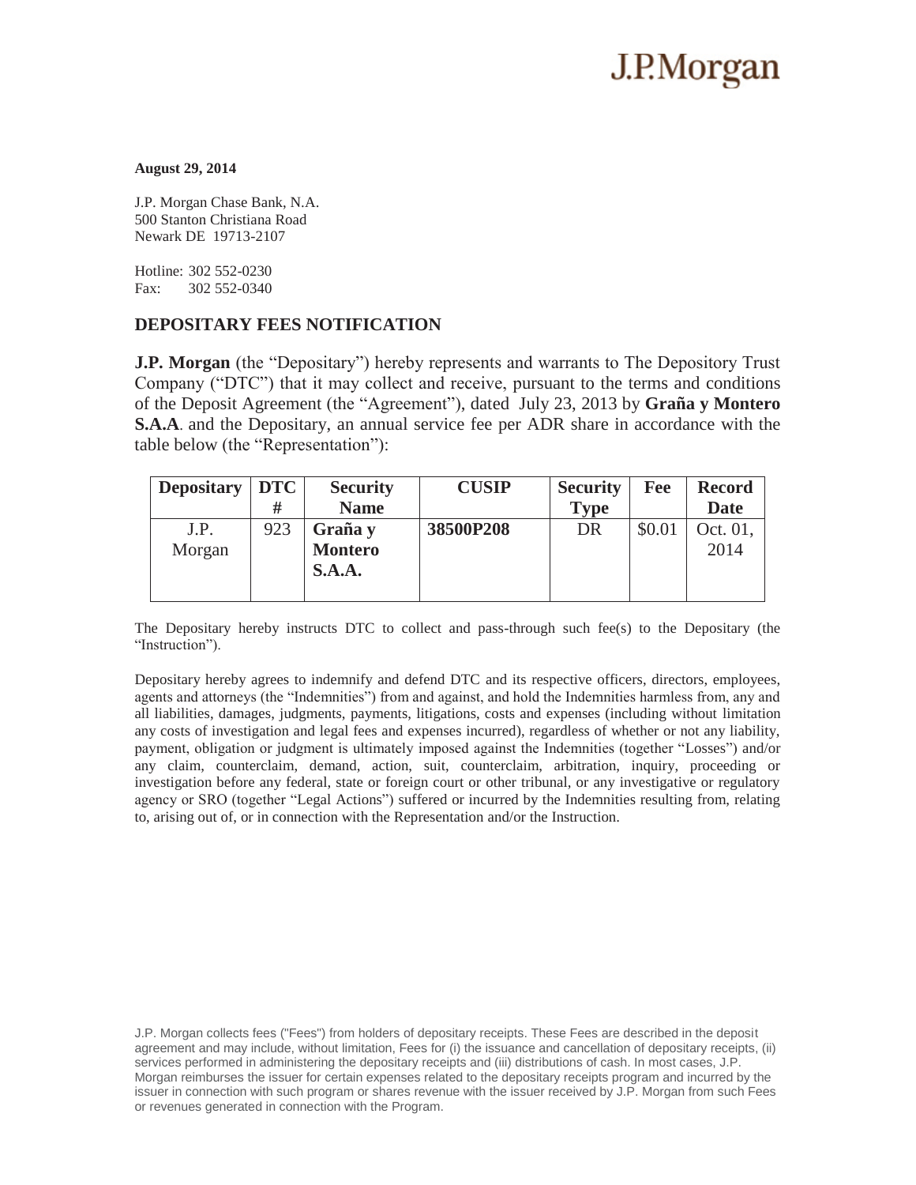J.P.Morgan

**August 29, 2014**

J.P. Morgan Chase Bank, N.A.
500 Stanton Christiana Road
Newark DE 19713-2107

Hotline: 302 552-0230
Fax: 302 552-0340

## DEPOSITARY FEES NOTIFICATION

**J.P. Morgan** (the "Depositary") hereby represents and warrants to The Depository Trust Company ("DTC") that it may collect and receive, pursuant to the terms and conditions of the Deposit Agreement (the "Agreement"), dated July 23, 2013 by **Graña y Montero S.A.A**. and the Depositary, an annual service fee per ADR share in accordance with the table below (the "Representation"):

| Depositary | DTC # | Security Name | CUSIP | Security Type | Fee | Record Date |
|---|---|---|---|---|---|---|
| J.P. Morgan | 923 | **Graña y Montero S.A.A.** | **38500P208** | DR | $0.01 | Oct. 01, 2014 |

The Depositary hereby instructs DTC to collect and pass-through such fee(s) to the Depositary (the "Instruction").

Depositary hereby agrees to indemnify and defend DTC and its respective officers, directors, employees, agents and attorneys (the "Indemnities") from and against, and hold the Indemnities harmless from, any and all liabilities, damages, judgments, payments, litigations, costs and expenses (including without limitation any costs of investigation and legal fees and expenses incurred), regardless of whether or not any liability, payment, obligation or judgment is ultimately imposed against the Indemnities (together "Losses") and/or any claim, counterclaim, demand, action, suit, counterclaim, arbitration, inquiry, proceeding or investigation before any federal, state or foreign court or other tribunal, or any investigative or regulatory agency or SRO (together "Legal Actions") suffered or incurred by the Indemnities resulting from, relating to, arising out of, or in connection with the Representation and/or the Instruction.

J.P. Morgan collects fees ("Fees") from holders of depositary receipts. These Fees are described in the deposit agreement and may include, without limitation, Fees for (i) the issuance and cancellation of depositary receipts, (ii) services performed in administering the depositary receipts and (iii) distributions of cash. In most cases, J.P. Morgan reimburses the issuer for certain expenses related to the depositary receipts program and incurred by the issuer in connection with such program or shares revenue with the issuer received by J.P. Morgan from such Fees or revenues generated in connection with the Program.